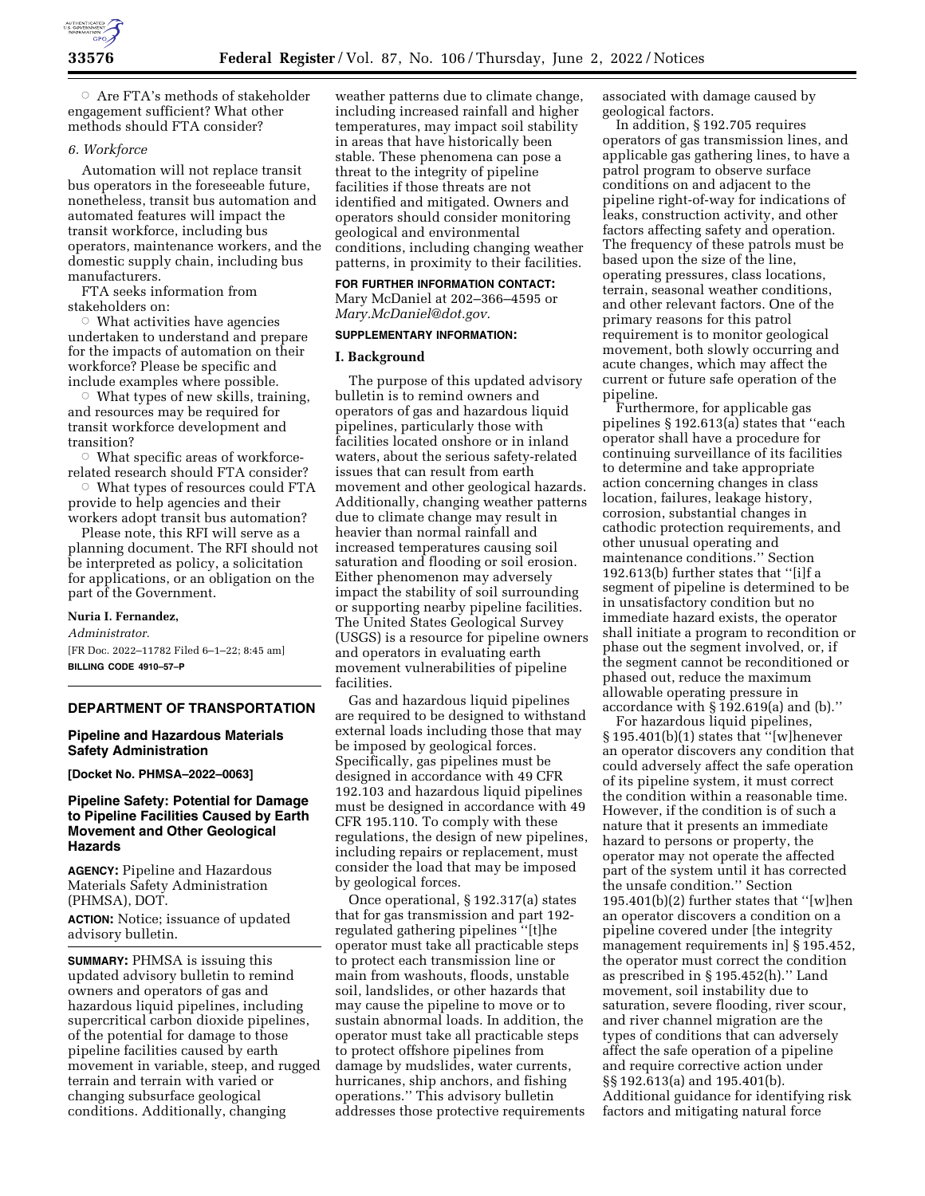○ Are FTA's methods of stakeholder engagement sufficient? What other methods should FTA consider?

*6. Workforce*

Automation will not replace transit bus operators in the foreseeable future, nonetheless, transit bus automation and automated features will impact the transit workforce, including bus operators, maintenance workers, and the domestic supply chain, including bus manufacturers.

FTA seeks information from stakeholders on:

○ What activities have agencies undertaken to understand and prepare for the impacts of automation on their workforce? Please be specific and include examples where possible.

○ What types of new skills, training, and resources may be required for transit workforce development and transition?

○ What specific areas of workforce-related research should FTA consider?

○ What types of resources could FTA provide to help agencies and their workers adopt transit bus automation?

Please note, this RFI will serve as a planning document. The RFI should not be interpreted as policy, a solicitation for applications, or an obligation on the part of the Government.

**Nuria I. Fernandez,**

*Administrator.*

[FR Doc. 2022–11782 Filed 6–1–22; 8:45 am]

**BILLING CODE 4910–57–P**

---

## DEPARTMENT OF TRANSPORTATION

### Pipeline and Hazardous Materials Safety Administration

**[Docket No. PHMSA–2022–0063]**

### Pipeline Safety: Potential for Damage to Pipeline Facilities Caused by Earth Movement and Other Geological Hazards

**AGENCY:** Pipeline and Hazardous Materials Safety Administration (PHMSA), DOT.

**ACTION:** Notice; issuance of updated advisory bulletin.

**SUMMARY:** PHMSA is issuing this updated advisory bulletin to remind owners and operators of gas and hazardous liquid pipelines, including supercritical carbon dioxide pipelines, of the potential for damage to those pipeline facilities caused by earth movement in variable, steep, and rugged terrain and terrain with varied or changing subsurface geological conditions. Additionally, changing weather patterns due to climate change, including increased rainfall and higher temperatures, may impact soil stability in areas that have historically been stable. These phenomena can pose a threat to the integrity of pipeline facilities if those threats are not identified and mitigated. Owners and operators should consider monitoring geological and environmental conditions, including changing weather patterns, in proximity to their facilities.

**FOR FURTHER INFORMATION CONTACT:** Mary McDaniel at 202–366–4595 or *Mary.McDaniel@dot.gov.*

**SUPPLEMENTARY INFORMATION:**

**I. Background**

The purpose of this updated advisory bulletin is to remind owners and operators of gas and hazardous liquid pipelines, particularly those with facilities located onshore or in inland waters, about the serious safety-related issues that can result from earth movement and other geological hazards. Additionally, changing weather patterns due to climate change may result in heavier than normal rainfall and increased temperatures causing soil saturation and flooding or soil erosion. Either phenomenon may adversely impact the stability of soil surrounding or supporting nearby pipeline facilities. The United States Geological Survey (USGS) is a resource for pipeline owners and operators in evaluating earth movement vulnerabilities of pipeline facilities.

Gas and hazardous liquid pipelines are required to be designed to withstand external loads including those that may be imposed by geological forces. Specifically, gas pipelines must be designed in accordance with 49 CFR 192.103 and hazardous liquid pipelines must be designed in accordance with 49 CFR 195.110. To comply with these regulations, the design of new pipelines, including repairs or replacement, must consider the load that may be imposed by geological forces.

Once operational, § 192.317(a) states that for gas transmission and part 192-regulated gathering pipelines ''[t]he operator must take all practicable steps to protect each transmission line or main from washouts, floods, unstable soil, landslides, or other hazards that may cause the pipeline to move or to sustain abnormal loads. In addition, the operator must take all practicable steps to protect offshore pipelines from damage by mudslides, water currents, hurricanes, ship anchors, and fishing operations.'' This advisory bulletin addresses those protective requirements associated with damage caused by geological factors.

In addition, § 192.705 requires operators of gas transmission lines, and applicable gas gathering lines, to have a patrol program to observe surface conditions on and adjacent to the pipeline right-of-way for indications of leaks, construction activity, and other factors affecting safety and operation. The frequency of these patrols must be based upon the size of the line, operating pressures, class locations, terrain, seasonal weather conditions, and other relevant factors. One of the primary reasons for this patrol requirement is to monitor geological movement, both slowly occurring and acute changes, which may affect the current or future safe operation of the pipeline.

Furthermore, for applicable gas pipelines § 192.613(a) states that ''each operator shall have a procedure for continuing surveillance of its facilities to determine and take appropriate action concerning changes in class location, failures, leakage history, corrosion, substantial changes in cathodic protection requirements, and other unusual operating and maintenance conditions.'' Section 192.613(b) further states that ''[i]f a segment of pipeline is determined to be in unsatisfactory condition but no immediate hazard exists, the operator shall initiate a program to recondition or phase out the segment involved, or, if the segment cannot be reconditioned or phased out, reduce the maximum allowable operating pressure in accordance with § 192.619(a) and (b).''

For hazardous liquid pipelines, § 195.401(b)(1) states that ''[w]henever an operator discovers any condition that could adversely affect the safe operation of its pipeline system, it must correct the condition within a reasonable time. However, if the condition is of such a nature that it presents an immediate hazard to persons or property, the operator may not operate the affected part of the system until it has corrected the unsafe condition.'' Section 195.401(b)(2) further states that ''[w]hen an operator discovers a condition on a pipeline covered under [the integrity management requirements in] § 195.452, the operator must correct the condition as prescribed in § 195.452(h).'' Land movement, soil instability due to saturation, severe flooding, river scour, and river channel migration are the types of conditions that can adversely affect the safe operation of a pipeline and require corrective action under §§ 192.613(a) and 195.401(b). Additional guidance for identifying risk factors and mitigating natural force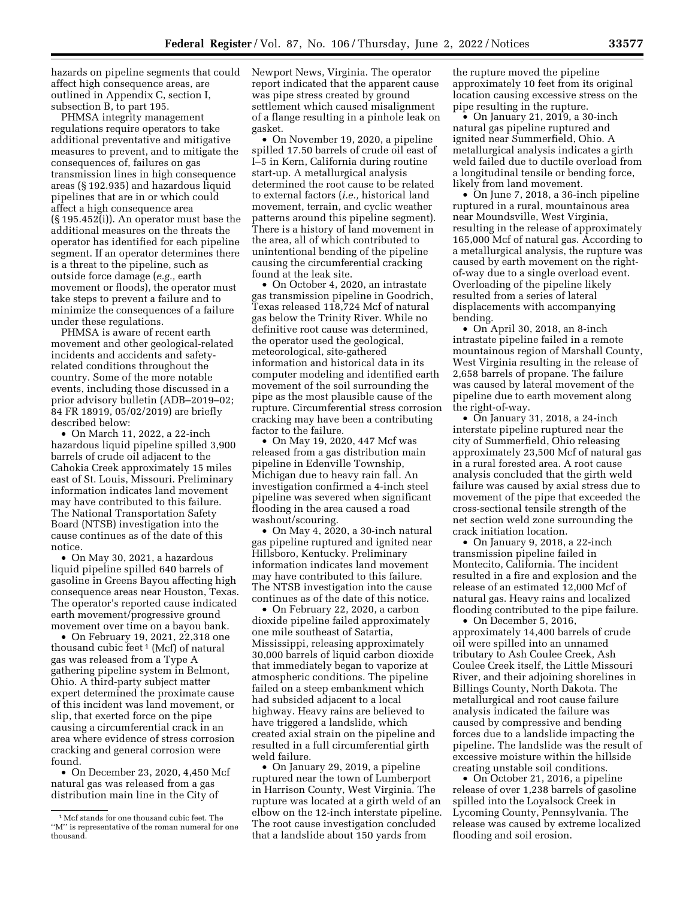hazards on pipeline segments that could affect high consequence areas, are outlined in Appendix C, section I, subsection B, to part 195.

PHMSA integrity management regulations require operators to take additional preventative and mitigative measures to prevent, and to mitigate the consequences of, failures on gas transmission lines in high consequence areas (§ 192.935) and hazardous liquid pipelines that are in or which could affect a high consequence area (§ 195.452(i)). An operator must base the additional measures on the threats the operator has identified for each pipeline segment. If an operator determines there is a threat to the pipeline, such as outside force damage (*e.g.,* earth movement or floods), the operator must take steps to prevent a failure and to minimize the consequences of a failure under these regulations.

PHMSA is aware of recent earth movement and other geological-related incidents and accidents and safety-related conditions throughout the country. Some of the more notable events, including those discussed in a prior advisory bulletin (ADB–2019–02; 84 FR 18919, 05/02/2019) are briefly described below:

- On March 11, 2022, a 22-inch hazardous liquid pipeline spilled 3,900 barrels of crude oil adjacent to the Cahokia Creek approximately 15 miles east of St. Louis, Missouri. Preliminary information indicates land movement may have contributed to this failure. The National Transportation Safety Board (NTSB) investigation into the cause continues as of the date of this notice.
- On May 30, 2021, a hazardous liquid pipeline spilled 640 barrels of gasoline in Greens Bayou affecting high consequence areas near Houston, Texas. The operator's reported cause indicated earth movement/progressive ground movement over time on a bayou bank.
- On February 19, 2021, 22,318 one thousand cubic feet [1] (Mcf) of natural gas was released from a Type A gathering pipeline system in Belmont, Ohio. A third-party subject matter expert determined the proximate cause of this incident was land movement, or slip, that exerted force on the pipe causing a circumferential crack in an area where evidence of stress corrosion cracking and general corrosion were found.
- On December 23, 2020, 4,450 Mcf natural gas was released from a gas distribution main line in the City of Newport News, Virginia. The operator report indicated that the apparent cause was pipe stress created by ground settlement which caused misalignment of a flange resulting in a pinhole leak on gasket.
- On November 19, 2020, a pipeline spilled 17.50 barrels of crude oil east of I–5 in Kern, California during routine start-up. A metallurgical analysis determined the root cause to be related to external factors (*i.e.,* historical land movement, terrain, and cyclic weather patterns around this pipeline segment). There is a history of land movement in the area, all of which contributed to unintentional bending of the pipeline causing the circumferential cracking found at the leak site.
- On October 4, 2020, an intrastate gas transmission pipeline in Goodrich, Texas released 118,724 Mcf of natural gas below the Trinity River. While no definitive root cause was determined, the operator used the geological, meteorological, site-gathered information and historical data in its computer modeling and identified earth movement of the soil surrounding the pipe as the most plausible cause of the rupture. Circumferential stress corrosion cracking may have been a contributing factor to the failure.
- On May 19, 2020, 447 Mcf was released from a gas distribution main pipeline in Edenville Township, Michigan due to heavy rain fall. An investigation confirmed a 4-inch steel pipeline was severed when significant flooding in the area caused a road washout/scouring.
- On May 4, 2020, a 30-inch natural gas pipeline ruptured and ignited near Hillsboro, Kentucky. Preliminary information indicates land movement may have contributed to this failure. The NTSB investigation into the cause continues as of the date of this notice.
- On February 22, 2020, a carbon dioxide pipeline failed approximately one mile southeast of Satartia, Mississippi, releasing approximately 30,000 barrels of liquid carbon dioxide that immediately began to vaporize at atmospheric conditions. The pipeline failed on a steep embankment which had subsided adjacent to a local highway. Heavy rains are believed to have triggered a landslide, which created axial strain on the pipeline and resulted in a full circumferential girth weld failure.
- On January 29, 2019, a pipeline ruptured near the town of Lumberport in Harrison County, West Virginia. The rupture was located at a girth weld of an elbow on the 12-inch interstate pipeline. The root cause investigation concluded that a landslide about 150 yards from the rupture moved the pipeline approximately 10 feet from its original location causing excessive stress on the pipe resulting in the rupture.
- On January 21, 2019, a 30-inch natural gas pipeline ruptured and ignited near Summerfield, Ohio. A metallurgical analysis indicates a girth weld failed due to ductile overload from a longitudinal tensile or bending force, likely from land movement.
- On June 7, 2018, a 36-inch pipeline ruptured in a rural, mountainous area near Moundsville, West Virginia, resulting in the release of approximately 165,000 Mcf of natural gas. According to a metallurgical analysis, the rupture was caused by earth movement on the right-of-way due to a single overload event. Overloading of the pipeline likely resulted from a series of lateral displacements with accompanying bending.
- On April 30, 2018, an 8-inch intrastate pipeline failed in a remote mountainous region of Marshall County, West Virginia resulting in the release of 2,658 barrels of propane. The failure was caused by lateral movement of the pipeline due to earth movement along the right-of-way.
- On January 31, 2018, a 24-inch interstate pipeline ruptured near the city of Summerfield, Ohio releasing approximately 23,500 Mcf of natural gas in a rural forested area. A root cause analysis concluded that the girth weld failure was caused by axial stress due to movement of the pipe that exceeded the cross-sectional tensile strength of the net section weld zone surrounding the crack initiation location.
- On January 9, 2018, a 22-inch transmission pipeline failed in Montecito, California. The incident resulted in a fire and explosion and the release of an estimated 12,000 Mcf of natural gas. Heavy rains and localized flooding contributed to the pipe failure.
- On December 5, 2016, approximately 14,400 barrels of crude oil were spilled into an unnamed tributary to Ash Coulee Creek, Ash Coulee Creek itself, the Little Missouri River, and their adjoining shorelines in Billings County, North Dakota. The metallurgical and root cause failure analysis indicated the failure was caused by compressive and bending forces due to a landslide impacting the pipeline. The landslide was the result of excessive moisture within the hillside creating unstable soil conditions.
- On October 21, 2016, a pipeline release of over 1,238 barrels of gasoline spilled into the Loyalsock Creek in Lycoming County, Pennsylvania. The release was caused by extreme localized flooding and soil erosion.

[1] Mcf stands for one thousand cubic feet. The "M" is representative of the roman numeral for one thousand.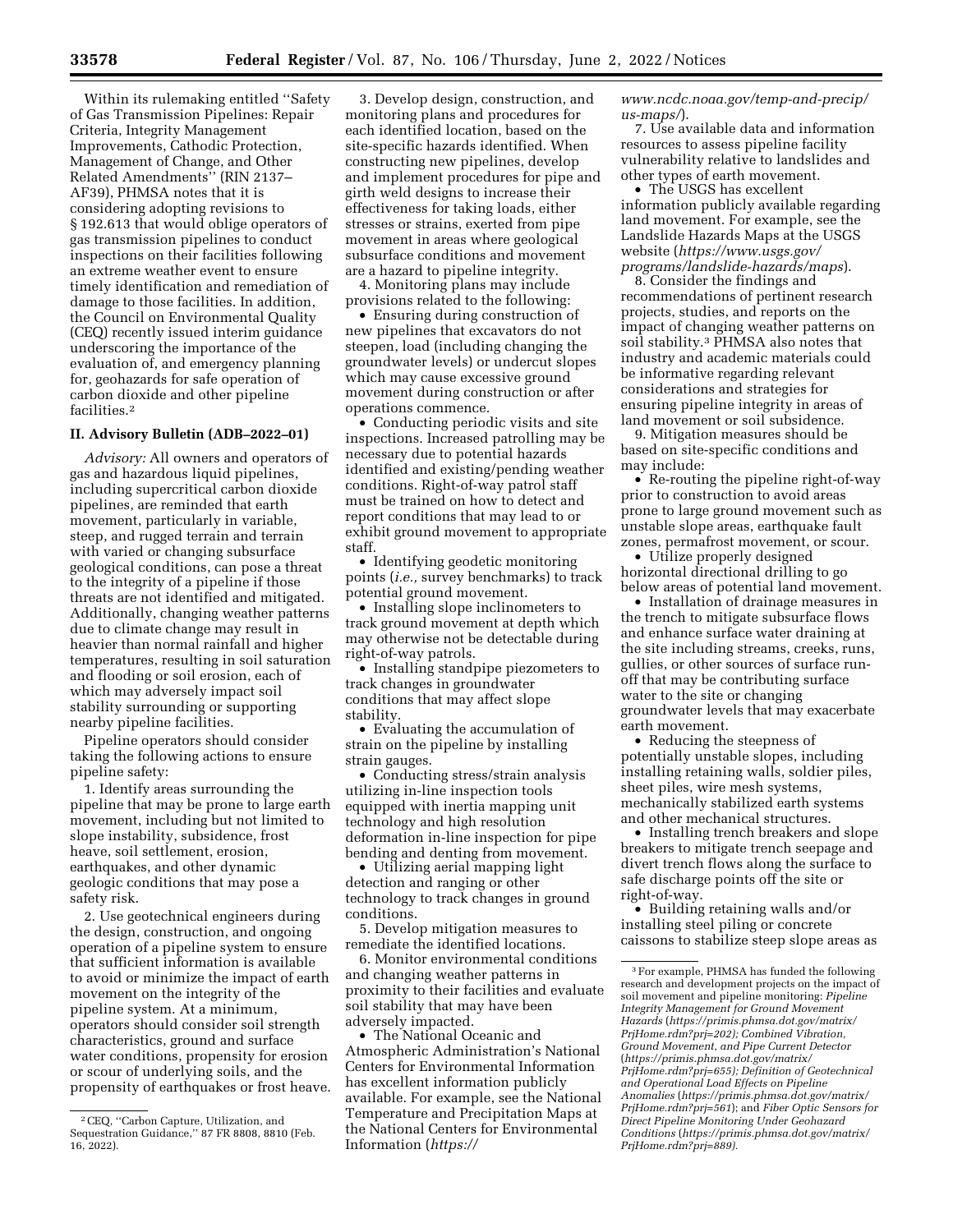Within its rulemaking entitled ''Safety of Gas Transmission Pipelines: Repair Criteria, Integrity Management Improvements, Cathodic Protection, Management of Change, and Other Related Amendments'' (RIN 2137–AF39), PHMSA notes that it is considering adopting revisions to § 192.613 that would oblige operators of gas transmission pipelines to conduct inspections on their facilities following an extreme weather event to ensure timely identification and remediation of damage to those facilities. In addition, the Council on Environmental Quality (CEQ) recently issued interim guidance underscoring the importance of the evaluation of, and emergency planning for, geohazards for safe operation of carbon dioxide and other pipeline facilities.[2]

### II. Advisory Bulletin (ADB–2022–01)

*Advisory:* All owners and operators of gas and hazardous liquid pipelines, including supercritical carbon dioxide pipelines, are reminded that earth movement, particularly in variable, steep, and rugged terrain and terrain with varied or changing subsurface geological conditions, can pose a threat to the integrity of a pipeline if those threats are not identified and mitigated. Additionally, changing weather patterns due to climate change may result in heavier than normal rainfall and higher temperatures, resulting in soil saturation and flooding or soil erosion, each of which may adversely impact soil stability surrounding or supporting nearby pipeline facilities.

Pipeline operators should consider taking the following actions to ensure pipeline safety:

1. Identify areas surrounding the pipeline that may be prone to large earth movement, including but not limited to slope instability, subsidence, frost heave, soil settlement, erosion, earthquakes, and other dynamic geologic conditions that may pose a safety risk.

2. Use geotechnical engineers during the design, construction, and ongoing operation of a pipeline system to ensure that sufficient information is available to avoid or minimize the impact of earth movement on the integrity of the pipeline system. At a minimum, operators should consider soil strength characteristics, ground and surface water conditions, propensity for erosion or scour of underlying soils, and the propensity of earthquakes or frost heave.

3. Develop design, construction, and monitoring plans and procedures for each identified location, based on the site-specific hazards identified. When constructing new pipelines, develop and implement procedures for pipe and girth weld designs to increase their effectiveness for taking loads, either stresses or strains, exerted from pipe movement in areas where geological subsurface conditions and movement are a hazard to pipeline integrity.

4. Monitoring plans may include provisions related to the following:

- Ensuring during construction of new pipelines that excavators do not steepen, load (including changing the groundwater levels) or undercut slopes which may cause excessive ground movement during construction or after operations commence.
- Conducting periodic visits and site inspections. Increased patrolling may be necessary due to potential hazards identified and existing/pending weather conditions. Right-of-way patrol staff must be trained on how to detect and report conditions that may lead to or exhibit ground movement to appropriate staff.
- Identifying geodetic monitoring points (*i.e.,* survey benchmarks) to track potential ground movement.
- Installing slope inclinometers to track ground movement at depth which may otherwise not be detectable during right-of-way patrols.
- Installing standpipe piezometers to track changes in groundwater conditions that may affect slope stability.
- Evaluating the accumulation of strain on the pipeline by installing strain gauges.
- Conducting stress/strain analysis utilizing in-line inspection tools equipped with inertia mapping unit technology and high resolution deformation in-line inspection for pipe bending and denting from movement.
- Utilizing aerial mapping light detection and ranging or other technology to track changes in ground conditions.

5. Develop mitigation measures to remediate the identified locations.

6. Monitor environmental conditions and changing weather patterns in proximity to their facilities and evaluate soil stability that may have been adversely impacted.

- The National Oceanic and Atmospheric Administration's National Centers for Environmental Information has excellent information publicly available. For example, see the National Temperature and Precipitation Maps at the National Centers for Environmental Information (*https://www.ncdc.noaa.gov/temp-and-precip/us-maps/*).

7. Use available data and information resources to assess pipeline facility vulnerability relative to landslides and other types of earth movement.

- The USGS has excellent information publicly available regarding land movement. For example, see the Landslide Hazards Maps at the USGS website (*https://www.usgs.gov/programs/landslide-hazards/maps*).

8. Consider the findings and recommendations of pertinent research projects, studies, and reports on the impact of changing weather patterns on soil stability.[3] PHMSA also notes that industry and academic materials could be informative regarding relevant considerations and strategies for ensuring pipeline integrity in areas of land movement or soil subsidence.

9. Mitigation measures should be based on site-specific conditions and may include:

- Re-routing the pipeline right-of-way prior to construction to avoid areas prone to large ground movement such as unstable slope areas, earthquake fault zones, permafrost movement, or scour.
- Utilize properly designed horizontal directional drilling to go below areas of potential land movement.
- Installation of drainage measures in the trench to mitigate subsurface flows and enhance surface water draining at the site including streams, creeks, runs, gullies, or other sources of surface run-off that may be contributing surface water to the site or changing groundwater levels that may exacerbate earth movement.
- Reducing the steepness of potentially unstable slopes, including installing retaining walls, soldier piles, sheet piles, wire mesh systems, mechanically stabilized earth systems and other mechanical structures.
- Installing trench breakers and slope breakers to mitigate trench seepage and divert trench flows along the surface to safe discharge points off the site or right-of-way.
- Building retaining walls and/or installing steel piling or concrete caissons to stabilize steep slope areas as

---

[2] CEQ, ''Carbon Capture, Utilization, and Sequestration Guidance,'' 87 FR 8808, 8810 (Feb. 16, 2022).

[3] For example, PHMSA has funded the following research and development projects on the impact of soil movement and pipeline monitoring: *Pipeline Integrity Management for Ground Movement Hazards* (*https://primis.phmsa.dot.gov/matrix/PrjHome.rdm?prj=202*); *Combined Vibration, Ground Movement, and Pipe Current Detector* (*https://primis.phmsa.dot.gov/matrix/PrjHome.rdm?prj=655*); *Definition of Geotechnical and Operational Load Effects on Pipeline Anomalies* (*https://primis.phmsa.dot.gov/matrix/PrjHome.rdm?prj=561*); and *Fiber Optic Sensors for Direct Pipeline Monitoring Under Geohazard Conditions* (*https://primis.phmsa.dot.gov/matrix/PrjHome.rdm?prj=889*).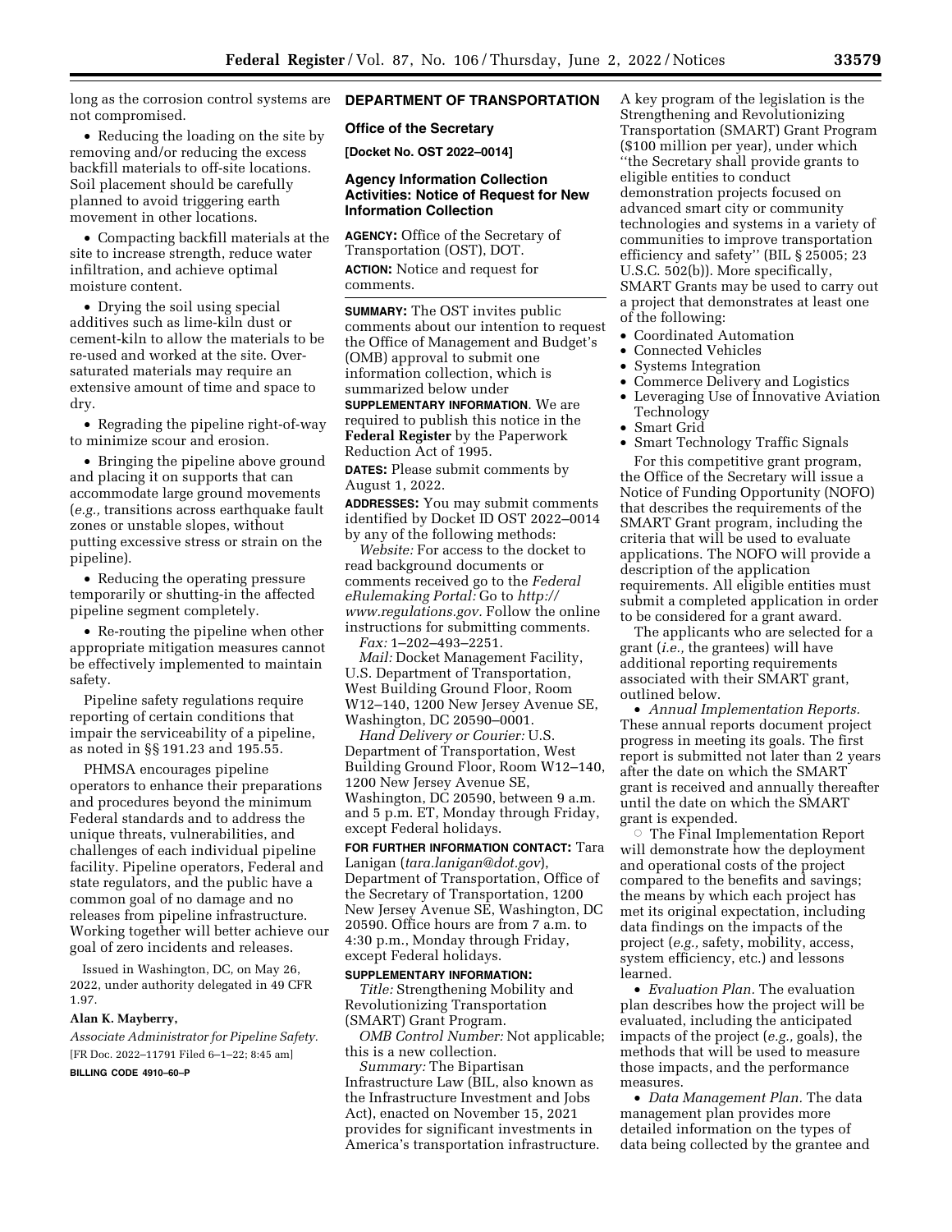long as the corrosion control systems are not compromised.

- Reducing the loading on the site by removing and/or reducing the excess backfill materials to off-site locations. Soil placement should be carefully planned to avoid triggering earth movement in other locations.
- Compacting backfill materials at the site to increase strength, reduce water infiltration, and achieve optimal moisture content.
- Drying the soil using special additives such as lime-kiln dust or cement-kiln to allow the materials to be re-used and worked at the site. Over-saturated materials may require an extensive amount of time and space to dry.
- Regrading the pipeline right-of-way to minimize scour and erosion.
- Bringing the pipeline above ground and placing it on supports that can accommodate large ground movements (*e.g.,* transitions across earthquake fault zones or unstable slopes, without putting excessive stress or strain on the pipeline).
- Reducing the operating pressure temporarily or shutting-in the affected pipeline segment completely.
- Re-routing the pipeline when other appropriate mitigation measures cannot be effectively implemented to maintain safety.

Pipeline safety regulations require reporting of certain conditions that impair the serviceability of a pipeline, as noted in §§ 191.23 and 195.55.

PHMSA encourages pipeline operators to enhance their preparations and procedures beyond the minimum Federal standards and to address the unique threats, vulnerabilities, and challenges of each individual pipeline facility. Pipeline operators, Federal and state regulators, and the public have a common goal of no damage and no releases from pipeline infrastructure. Working together will better achieve our goal of zero incidents and releases.

Issued in Washington, DC, on May 26, 2022, under authority delegated in 49 CFR 1.97.

**Alan K. Mayberry,**

*Associate Administrator for Pipeline Safety.*

[FR Doc. 2022–11791 Filed 6–1–22; 8:45 am]

**BILLING CODE 4910–60–P**

## DEPARTMENT OF TRANSPORTATION

### Office of the Secretary

**[Docket No. OST 2022–0014]**

### Agency Information Collection Activities: Notice of Request for New Information Collection

**AGENCY:** Office of the Secretary of Transportation (OST), DOT.

**ACTION:** Notice and request for comments.

**SUMMARY:** The OST invites public comments about our intention to request the Office of Management and Budget's (OMB) approval to submit one information collection, which is summarized below under **SUPPLEMENTARY INFORMATION**. We are required to publish this notice in the **Federal Register** by the Paperwork Reduction Act of 1995.

**DATES:** Please submit comments by August 1, 2022.

**ADDRESSES:** You may submit comments identified by Docket ID OST 2022–0014 by any of the following methods:

*Website:* For access to the docket to read background documents or comments received go to the *Federal eRulemaking Portal:* Go to *http://www.regulations.gov.* Follow the online instructions for submitting comments.

*Fax:* 1–202–493–2251.

*Mail:* Docket Management Facility, U.S. Department of Transportation, West Building Ground Floor, Room W12–140, 1200 New Jersey Avenue SE, Washington, DC 20590–0001.

*Hand Delivery or Courier:* U.S. Department of Transportation, West Building Ground Floor, Room W12–140, 1200 New Jersey Avenue SE, Washington, DC 20590, between 9 a.m. and 5 p.m. ET, Monday through Friday, except Federal holidays.

**FOR FURTHER INFORMATION CONTACT:** Tara Lanigan (*tara.lanigan@dot.gov*), Department of Transportation, Office of the Secretary of Transportation, 1200 New Jersey Avenue SE, Washington, DC 20590. Office hours are from 7 a.m. to 4:30 p.m., Monday through Friday, except Federal holidays.

**SUPPLEMENTARY INFORMATION:**

*Title:* Strengthening Mobility and Revolutionizing Transportation (SMART) Grant Program.

*OMB Control Number:* Not applicable; this is a new collection.

*Summary:* The Bipartisan Infrastructure Law (BIL, also known as the Infrastructure Investment and Jobs Act), enacted on November 15, 2021 provides for significant investments in America's transportation infrastructure. A key program of the legislation is the Strengthening and Revolutionizing Transportation (SMART) Grant Program ($100 million per year), under which ''the Secretary shall provide grants to eligible entities to conduct demonstration projects focused on advanced smart city or community technologies and systems in a variety of communities to improve transportation efficiency and safety'' (BIL § 25005; 23 U.S.C. 502(b)). More specifically, SMART Grants may be used to carry out a project that demonstrates at least one of the following:

- Coordinated Automation
- Connected Vehicles
- Systems Integration
- Commerce Delivery and Logistics
- Leveraging Use of Innovative Aviation Technology
- Smart Grid
- Smart Technology Traffic Signals

For this competitive grant program, the Office of the Secretary will issue a Notice of Funding Opportunity (NOFO) that describes the requirements of the SMART Grant program, including the criteria that will be used to evaluate applications. The NOFO will provide a description of the application requirements. All eligible entities must submit a completed application in order to be considered for a grant award.

The applicants who are selected for a grant (*i.e.,* the grantees) will have additional reporting requirements associated with their SMART grant, outlined below.

- *Annual Implementation Reports.* These annual reports document project progress in meeting its goals. The first report is submitted not later than 2 years after the date on which the SMART grant is received and annually thereafter until the date on which the SMART grant is expended.
  - The Final Implementation Report will demonstrate how the deployment and operational costs of the project compared to the benefits and savings; the means by which each project has met its original expectation, including data findings on the impacts of the project (*e.g.,* safety, mobility, access, system efficiency, etc.) and lessons learned.
- *Evaluation Plan.* The evaluation plan describes how the project will be evaluated, including the anticipated impacts of the project (*e.g.,* goals), the methods that will be used to measure those impacts, and the performance measures.
- *Data Management Plan.* The data management plan provides more detailed information on the types of data being collected by the grantee and